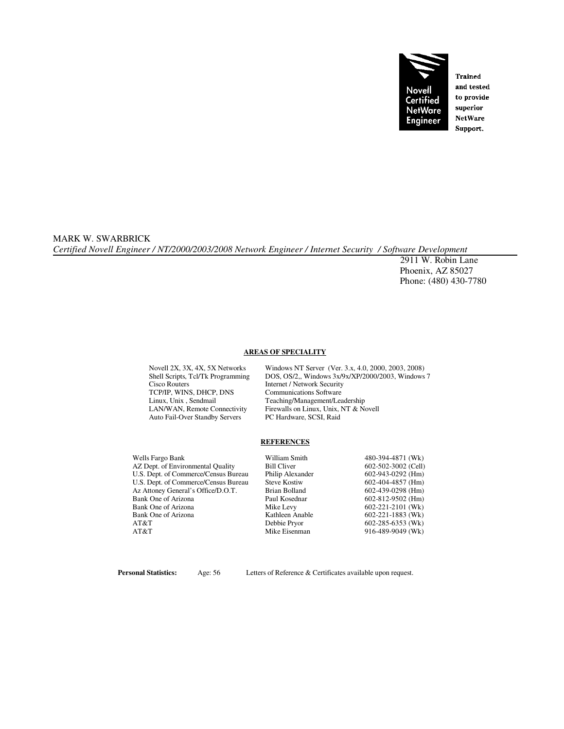Novell Certified NetWare Engineer

Trained and tested to provide superior NetWare Support.

MARK W. SWARBRICK

*Certified Novell Engineer / NT/2000/2003/2008 Network Engineer / Internet Security / Software Development*

2911 W. Robin Lane
Phoenix, AZ 85027
Phone: (480) 430-7780

## AREAS OF SPECIALITY

| | |
|---|---|
| Novell 2X, 3X, 4X, 5X Networks | Windows NT Server (Ver. 3.x, 4.0, 2000, 2003, 2008) |
| Shell Scripts, Tcl/Tk Programming | DOS, OS/2,, Windows 3x/9x/XP/2000/2003, Windows 7 |
| Cisco Routers | Internet / Network Security |
| TCP/IP, WINS, DHCP, DNS | Communications Software |
| Linux, Unix , Sendmail | Teaching/Management/Leadership |
| LAN/WAN, Remote Connectivity | Firewalls on Linux, Unix, NT & Novell |
| Auto Fail-Over Standby Servers | PC Hardware, SCSI, Raid |

## REFERENCES

| | | |
|---|---|---|
| Wells Fargo Bank | William Smith | 480-394-4871 (Wk) |
| AZ Dept. of Environmental Quality | Bill Cliver | 602-502-3002 (Cell) |
| U.S. Dept. of Commerce/Census Bureau | Philip Alexander | 602-943-0292 (Hm) |
| U.S. Dept. of Commerce/Census Bureau | Steve Kostiw | 602-404-4857 (Hm) |
| Az Attoney General's Office/D.O.T. | Brian Bolland | 602-439-0298 (Hm) |
| Bank One of Arizona | Paul Kosednar | 602-812-9502 (Hm) |
| Bank One of Arizona | Mike Levy | 602-221-2101 (Wk) |
| Bank One of Arizona | Kathleen Anable | 602-221-1883 (Wk) |
| AT&T | Debbie Pryor | 602-285-6353 (Wk) |
| AT&T | Mike Eisenman | 916-489-9049 (Wk) |

**Personal Statistics:** Age: 56 Letters of Reference & Certificates available upon request.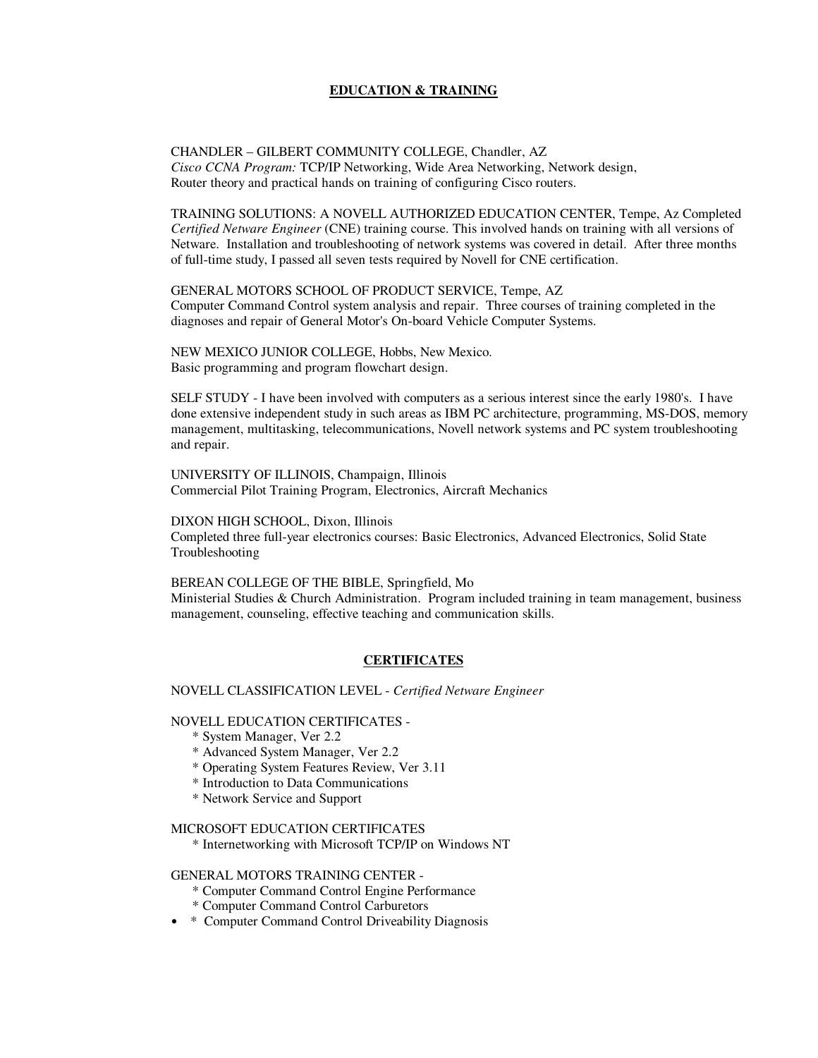## EDUCATION & TRAINING

CHANDLER – GILBERT COMMUNITY COLLEGE, Chandler, AZ
*Cisco CCNA Program:* TCP/IP Networking, Wide Area Networking, Network design, Router theory and practical hands on training of configuring Cisco routers.

TRAINING SOLUTIONS: A NOVELL AUTHORIZED EDUCATION CENTER, Tempe, Az Completed *Certified Netware Engineer* (CNE) training course. This involved hands on training with all versions of Netware. Installation and troubleshooting of network systems was covered in detail. After three months of full-time study, I passed all seven tests required by Novell for CNE certification.

GENERAL MOTORS SCHOOL OF PRODUCT SERVICE, Tempe, AZ
Computer Command Control system analysis and repair. Three courses of training completed in the diagnoses and repair of General Motor's On-board Vehicle Computer Systems.

NEW MEXICO JUNIOR COLLEGE, Hobbs, New Mexico.
Basic programming and program flowchart design.

SELF STUDY - I have been involved with computers as a serious interest since the early 1980's. I have done extensive independent study in such areas as IBM PC architecture, programming, MS-DOS, memory management, multitasking, telecommunications, Novell network systems and PC system troubleshooting and repair.

UNIVERSITY OF ILLINOIS, Champaign, Illinois
Commercial Pilot Training Program, Electronics, Aircraft Mechanics

DIXON HIGH SCHOOL, Dixon, Illinois
Completed three full-year electronics courses: Basic Electronics, Advanced Electronics, Solid State Troubleshooting

BEREAN COLLEGE OF THE BIBLE, Springfield, Mo
Ministerial Studies & Church Administration. Program included training in team management, business management, counseling, effective teaching and communication skills.

## CERTIFICATES

NOVELL CLASSIFICATION LEVEL - *Certified Netware Engineer*

NOVELL EDUCATION CERTIFICATES -
- * System Manager, Ver 2.2
- * Advanced System Manager, Ver 2.2
- * Operating System Features Review, Ver 3.11
- * Introduction to Data Communications
- * Network Service and Support

MICROSOFT EDUCATION CERTIFICATES
- * Internetworking with Microsoft TCP/IP on Windows NT

GENERAL MOTORS TRAINING CENTER -
- * Computer Command Control Engine Performance
- * Computer Command Control Carburetors
- * Computer Command Control Driveability Diagnosis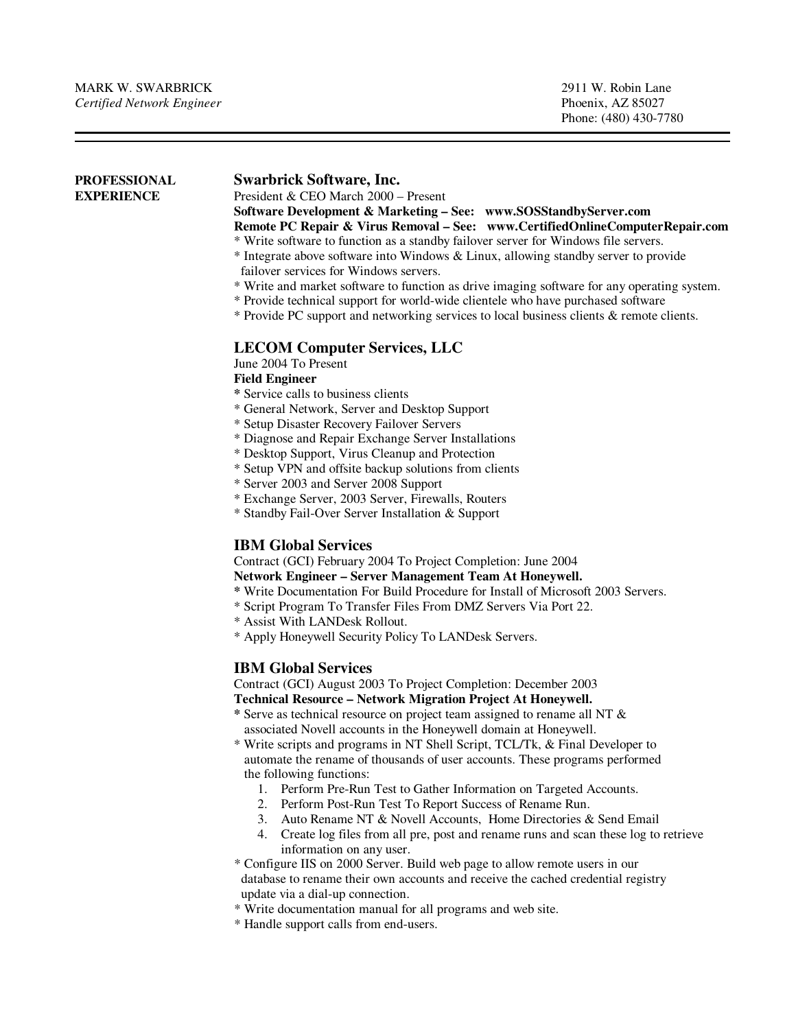MARK W. SWARBRICK
*Certified Network Engineer*

2911 W. Robin Lane
Phoenix, AZ 85027
Phone: (480) 430-7780

---

**PROFESSIONAL EXPERIENCE**

## Swarbrick Software, Inc.

President & CEO March 2000 – Present

**Software Development & Marketing – See: www.SOSStandbyServer.com**
**Remote PC Repair & Virus Removal – See: www.CertifiedOnlineComputerRepair.com**

* Write software to function as a standby failover server for Windows file servers.
* Integrate above software into Windows & Linux, allowing standby server to provide failover services for Windows servers.
* Write and market software to function as drive imaging software for any operating system.
* Provide technical support for world-wide clientele who have purchased software
* Provide PC support and networking services to local business clients & remote clients.

## LECOM Computer Services, LLC

June 2004 To Present

**Field Engineer**

* Service calls to business clients
* General Network, Server and Desktop Support
* Setup Disaster Recovery Failover Servers
* Diagnose and Repair Exchange Server Installations
* Desktop Support, Virus Cleanup and Protection
* Setup VPN and offsite backup solutions from clients
* Server 2003 and Server 2008 Support
* Exchange Server, 2003 Server, Firewalls, Routers
* Standby Fail-Over Server Installation & Support

## IBM Global Services

Contract (GCI) February 2004 To Project Completion: June 2004

**Network Engineer – Server Management Team At Honeywell.**

* Write Documentation For Build Procedure for Install of Microsoft 2003 Servers.
* Script Program To Transfer Files From DMZ Servers Via Port 22.
* Assist With LANDesk Rollout.
* Apply Honeywell Security Policy To LANDesk Servers.

## IBM Global Services

Contract (GCI) August 2003 To Project Completion: December 2003

**Technical Resource – Network Migration Project At Honeywell.**

* Serve as technical resource on project team assigned to rename all NT & associated Novell accounts in the Honeywell domain at Honeywell.
* Write scripts and programs in NT Shell Script, TCL/Tk, & Final Developer to automate the rename of thousands of user accounts. These programs performed the following functions:
  1. Perform Pre-Run Test to Gather Information on Targeted Accounts.
  2. Perform Post-Run Test To Report Success of Rename Run.
  3. Auto Rename NT & Novell Accounts, Home Directories & Send Email
  4. Create log files from all pre, post and rename runs and scan these log to retrieve information on any user.
* Configure IIS on 2000 Server. Build web page to allow remote users in our database to rename their own accounts and receive the cached credential registry update via a dial-up connection.
* Write documentation manual for all programs and web site.
* Handle support calls from end-users.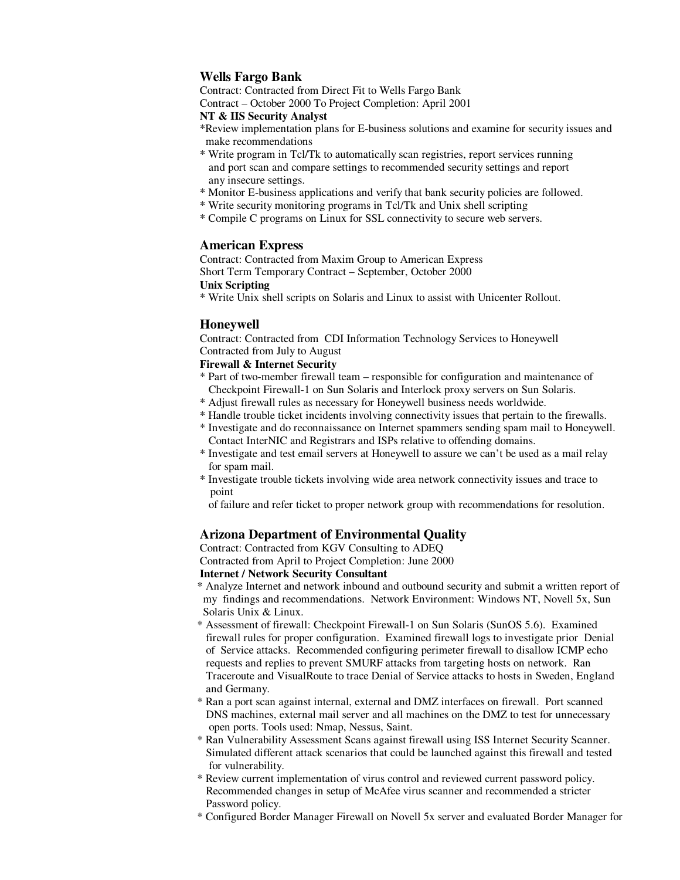### Wells Fargo Bank

Contract: Contracted from Direct Fit to Wells Fargo Bank
Contract – October 2000 To Project Completion: April 2001
**NT & IIS Security Analyst**

*Review implementation plans for E-business solutions and examine for security issues and make recommendations
* Write program in Tcl/Tk to automatically scan registries, report services running and port scan and compare settings to recommended security settings and report any insecure settings.
* Monitor E-business applications and verify that bank security policies are followed.
* Write security monitoring programs in Tcl/Tk and Unix shell scripting
* Compile C programs on Linux for SSL connectivity to secure web servers.

### American Express

Contract: Contracted from Maxim Group to American Express
Short Term Temporary Contract – September, October 2000
**Unix Scripting**

* Write Unix shell scripts on Solaris and Linux to assist with Unicenter Rollout.

### Honeywell

Contract: Contracted from CDI Information Technology Services to Honeywell
Contracted from July to August
**Firewall & Internet Security**

* Part of two-member firewall team – responsible for configuration and maintenance of Checkpoint Firewall-1 on Sun Solaris and Interlock proxy servers on Sun Solaris.
* Adjust firewall rules as necessary for Honeywell business needs worldwide.
* Handle trouble ticket incidents involving connectivity issues that pertain to the firewalls.
* Investigate and do reconnaissance on Internet spammers sending spam mail to Honeywell. Contact InterNIC and Registrars and ISPs relative to offending domains.
* Investigate and test email servers at Honeywell to assure we can't be used as a mail relay for spam mail.
* Investigate trouble tickets involving wide area network connectivity issues and trace to point
  of failure and refer ticket to proper network group with recommendations for resolution.

### Arizona Department of Environmental Quality

Contract: Contracted from KGV Consulting to ADEQ
Contracted from April to Project Completion: June 2000
**Internet / Network Security Consultant**

* Analyze Internet and network inbound and outbound security and submit a written report of my findings and recommendations. Network Environment: Windows NT, Novell 5x, Sun Solaris Unix & Linux.
* Assessment of firewall: Checkpoint Firewall-1 on Sun Solaris (SunOS 5.6). Examined firewall rules for proper configuration. Examined firewall logs to investigate prior Denial of Service attacks. Recommended configuring perimeter firewall to disallow ICMP echo requests and replies to prevent SMURF attacks from targeting hosts on network. Ran Traceroute and VisualRoute to trace Denial of Service attacks to hosts in Sweden, England and Germany.
* Ran a port scan against internal, external and DMZ interfaces on firewall. Port scanned DNS machines, external mail server and all machines on the DMZ to test for unnecessary open ports. Tools used: Nmap, Nessus, Saint.
* Ran Vulnerability Assessment Scans against firewall using ISS Internet Security Scanner. Simulated different attack scenarios that could be launched against this firewall and tested for vulnerability.
* Review current implementation of virus control and reviewed current password policy. Recommended changes in setup of McAfee virus scanner and recommended a stricter Password policy.
* Configured Border Manager Firewall on Novell 5x server and evaluated Border Manager for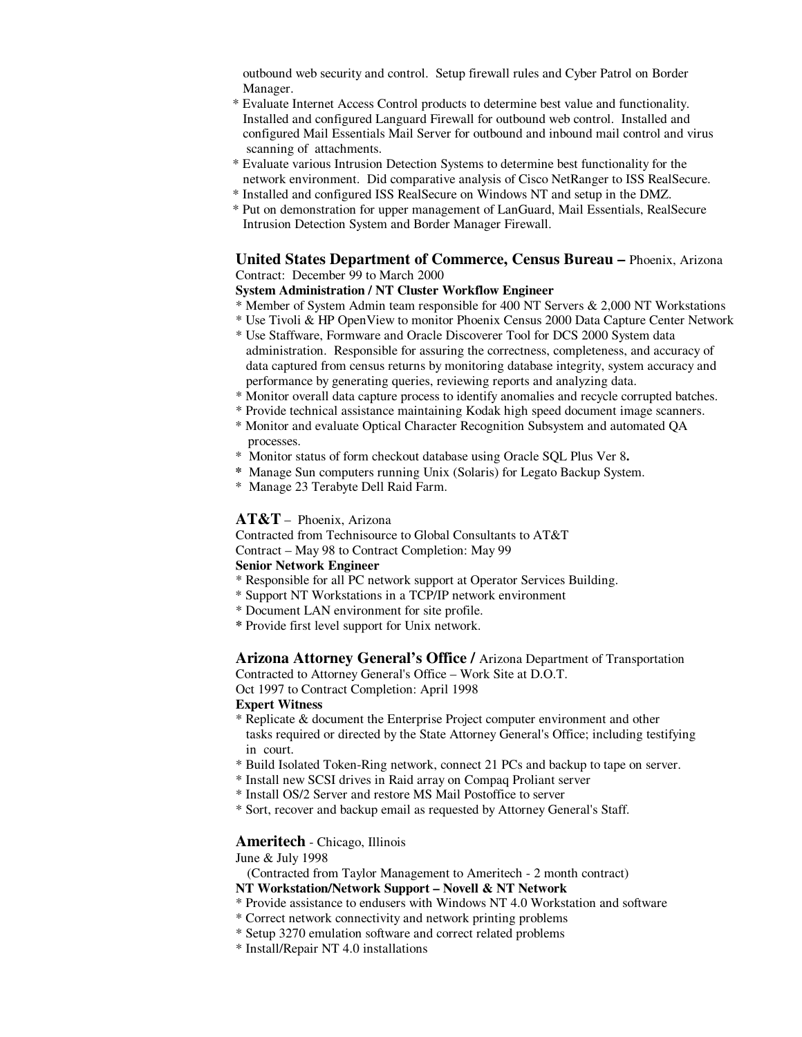outbound web security and control. Setup firewall rules and Cyber Patrol on Border Manager.

* Evaluate Internet Access Control products to determine best value and functionality. Installed and configured Languard Firewall for outbound web control. Installed and configured Mail Essentials Mail Server for outbound and inbound mail control and virus scanning of attachments.
* Evaluate various Intrusion Detection Systems to determine best functionality for the network environment. Did comparative analysis of Cisco NetRanger to ISS RealSecure.
* Installed and configured ISS RealSecure on Windows NT and setup in the DMZ.
* Put on demonstration for upper management of LanGuard, Mail Essentials, RealSecure Intrusion Detection System and Border Manager Firewall.

**United States Department of Commerce, Census Bureau –** Phoenix, Arizona
Contract: December 99 to March 2000
**System Administration / NT Cluster Workflow Engineer**

* Member of System Admin team responsible for 400 NT Servers & 2,000 NT Workstations
* Use Tivoli & HP OpenView to monitor Phoenix Census 2000 Data Capture Center Network
* Use Staffware, Formware and Oracle Discoverer Tool for DCS 2000 System data administration. Responsible for assuring the correctness, completeness, and accuracy of data captured from census returns by monitoring database integrity, system accuracy and performance by generating queries, reviewing reports and analyzing data.
* Monitor overall data capture process to identify anomalies and recycle corrupted batches.
* Provide technical assistance maintaining Kodak high speed document image scanners.
* Monitor and evaluate Optical Character Recognition Subsystem and automated QA processes.
* Monitor status of form checkout database using Oracle SQL Plus Ver 8.
* Manage Sun computers running Unix (Solaris) for Legato Backup System.
* Manage 23 Terabyte Dell Raid Farm.

**AT&T** – Phoenix, Arizona
Contracted from Technisource to Global Consultants to AT&T
Contract – May 98 to Contract Completion: May 99
**Senior Network Engineer**

* Responsible for all PC network support at Operator Services Building.
* Support NT Workstations in a TCP/IP network environment
* Document LAN environment for site profile.
* Provide first level support for Unix network.

**Arizona Attorney General's Office /** Arizona Department of Transportation
Contracted to Attorney General's Office – Work Site at D.O.T.
Oct 1997 to Contract Completion: April 1998
**Expert Witness**

* Replicate & document the Enterprise Project computer environment and other tasks required or directed by the State Attorney General's Office; including testifying in court.
* Build Isolated Token-Ring network, connect 21 PCs and backup to tape on server.
* Install new SCSI drives in Raid array on Compaq Proliant server
* Install OS/2 Server and restore MS Mail Postoffice to server
* Sort, recover and backup email as requested by Attorney General's Staff.

**Ameritech** - Chicago, Illinois
June & July 1998
(Contracted from Taylor Management to Ameritech - 2 month contract)
**NT Workstation/Network Support – Novell & NT Network**

* Provide assistance to endusers with Windows NT 4.0 Workstation and software
* Correct network connectivity and network printing problems
* Setup 3270 emulation software and correct related problems
* Install/Repair NT 4.0 installations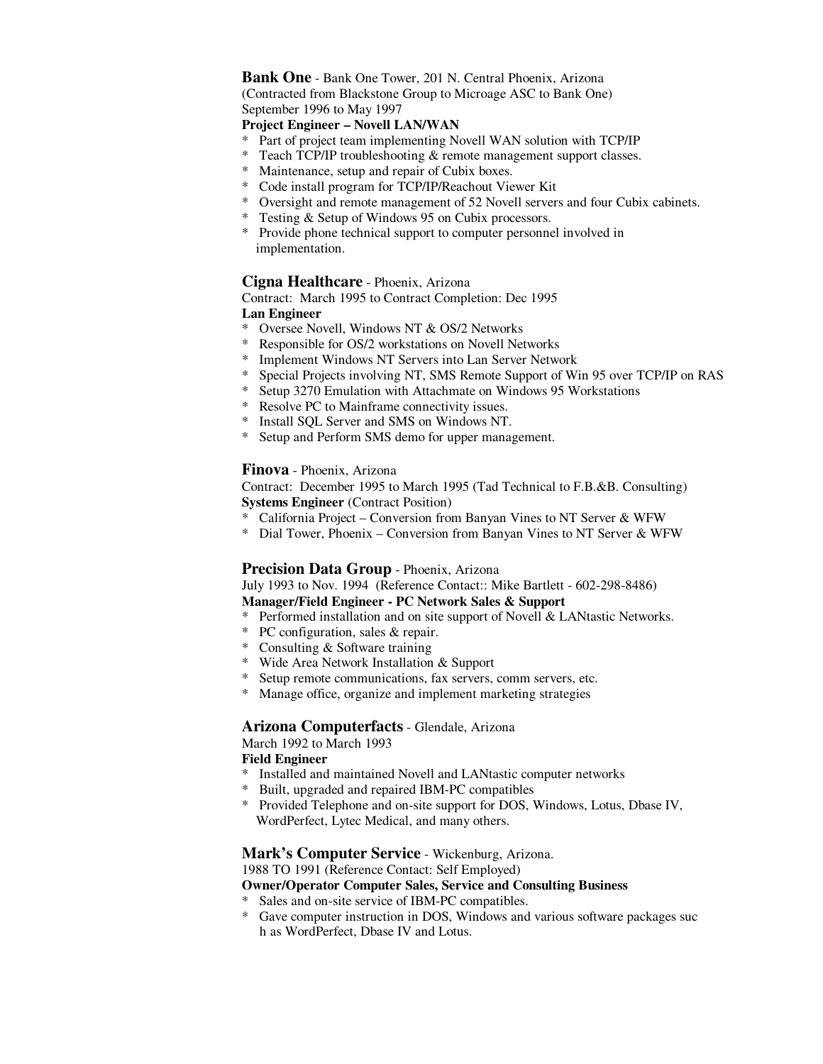**Bank One** - Bank One Tower, 201 N. Central Phoenix, Arizona
(Contracted from Blackstone Group to Microage ASC to Bank One)
September 1996 to May 1997
**Project Engineer – Novell LAN/WAN**

* Part of project team implementing Novell WAN solution with TCP/IP
* Teach TCP/IP troubleshooting & remote management support classes.
* Maintenance, setup and repair of Cubix boxes.
* Code install program for TCP/IP/Reachout Viewer Kit
* Oversight and remote management of 52 Novell servers and four Cubix cabinets.
* Testing & Setup of Windows 95 on Cubix processors.
* Provide phone technical support to computer personnel involved in implementation.

**Cigna Healthcare** - Phoenix, Arizona
Contract: March 1995 to Contract Completion: Dec 1995
**Lan Engineer**

* Oversee Novell, Windows NT & OS/2 Networks
* Responsible for OS/2 workstations on Novell Networks
* Implement Windows NT Servers into Lan Server Network
* Special Projects involving NT, SMS Remote Support of Win 95 over TCP/IP on RAS
* Setup 3270 Emulation with Attachmate on Windows 95 Workstations
* Resolve PC to Mainframe connectivity issues.
* Install SQL Server and SMS on Windows NT.
* Setup and Perform SMS demo for upper management.

**Finova** - Phoenix, Arizona
Contract: December 1995 to March 1995 (Tad Technical to F.B.&B. Consulting)
**Systems Engineer** (Contract Position)

* California Project – Conversion from Banyan Vines to NT Server & WFW
* Dial Tower, Phoenix – Conversion from Banyan Vines to NT Server & WFW

**Precision Data Group** - Phoenix, Arizona
July 1993 to Nov. 1994 (Reference Contact:: Mike Bartlett - 602-298-8486)
**Manager/Field Engineer - PC Network Sales & Support**

* Performed installation and on site support of Novell & LANtastic Networks.
* PC configuration, sales & repair.
* Consulting & Software training
* Wide Area Network Installation & Support
* Setup remote communications, fax servers, comm servers, etc.
* Manage office, organize and implement marketing strategies

**Arizona Computerfacts** - Glendale, Arizona
March 1992 to March 1993
**Field Engineer**

* Installed and maintained Novell and LANtastic computer networks
* Built, upgraded and repaired IBM-PC compatibles
* Provided Telephone and on-site support for DOS, Windows, Lotus, Dbase IV, WordPerfect, Lytec Medical, and many others.

**Mark's Computer Service** - Wickenburg, Arizona.
1988 TO 1991 (Reference Contact: Self Employed)
**Owner/Operator Computer Sales, Service and Consulting Business**

* Sales and on-site service of IBM-PC compatibles.
* Gave computer instruction in DOS, Windows and various software packages suc h as WordPerfect, Dbase IV and Lotus.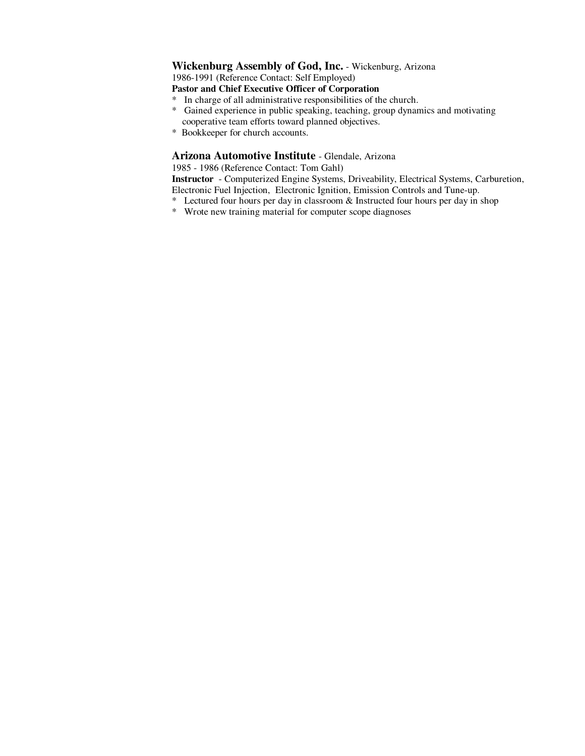**Wickenburg Assembly of God, Inc.** - Wickenburg, Arizona
1986-1991 (Reference Contact: Self Employed)
**Pastor and Chief Executive Officer of Corporation**

* In charge of all administrative responsibilities of the church.
* Gained experience in public speaking, teaching, group dynamics and motivating cooperative team efforts toward planned objectives.
* Bookkeeper for church accounts.

**Arizona Automotive Institute** - Glendale, Arizona
1985 - 1986 (Reference Contact: Tom Gahl)
**Instructor** - Computerized Engine Systems, Driveability, Electrical Systems, Carburetion, Electronic Fuel Injection, Electronic Ignition, Emission Controls and Tune-up.

* Lectured four hours per day in classroom & Instructed four hours per day in shop
* Wrote new training material for computer scope diagnoses